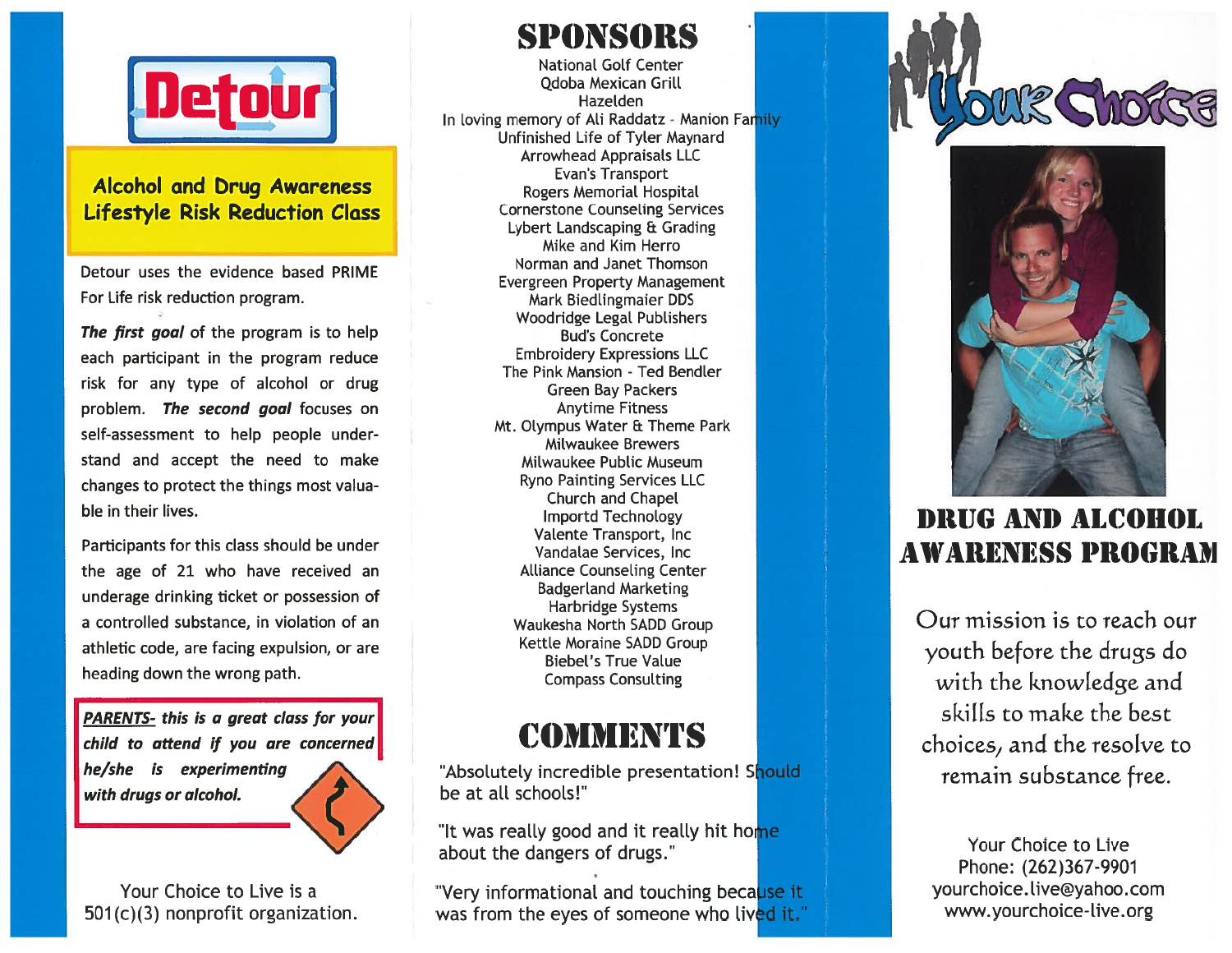# Detour

## Alcohol and Drug Awareness Lifestyle Risk Reduction Class

Detour uses the evidence based PRIME For Life risk reduction program.

***The first goal*** of the program is to help each participant in the program reduce risk for any type of alcohol or drug problem. ***The second goal*** focuses on self-assessment to help people understand and accept the need to make changes to protect the things most valuable in their lives.

Participants for this class should be under the age of 21 who have received an underage drinking ticket or possession of a controlled substance, in violation of an athletic code, are facing expulsion, or are heading down the wrong path.

***PARENTS-*** ***this is a great class for your child to attend if you are concerned he/she is experimenting with drugs or alcohol.***

Your Choice to Live is a 501(c)(3) nonprofit organization.

# SPONSORS

National Golf Center
Qdoba Mexican Grill
Hazelden
In loving memory of Ali Raddatz - Manion Family
Unfinished Life of Tyler Maynard
Arrowhead Appraisals LLC
Evan's Transport
Rogers Memorial Hospital
Cornerstone Counseling Services
Lybert Landscaping & Grading
Mike and Kim Herro
Norman and Janet Thomson
Evergreen Property Management
Mark Biedlingmaier DDS
Woodridge Legal Publishers
Bud's Concrete
Embroidery Expressions LLC
The Pink Mansion - Ted Bendler
Green Bay Packers
Anytime Fitness
Mt. Olympus Water & Theme Park
Milwaukee Brewers
Milwaukee Public Museum
Ryno Painting Services LLC
Church and Chapel
Importd Technology
Valente Transport, Inc
Vandalae Services, Inc
Alliance Counseling Center
Badgerland Marketing
Harbridge Systems
Waukesha North SADD Group
Kettle Moraine SADD Group
Biebel's True Value
Compass Consulting

# COMMENTS

"Absolutely incredible presentation! Should be at all schools!"

"It was really good and it really hit home about the dangers of drugs."

"Very informational and touching because it was from the eyes of someone who lived it."

# Your Choice

## DRUG AND ALCOHOL AWARENESS PROGRAM

Our mission is to reach our youth before the drugs do with the knowledge and skills to make the best choices, and the resolve to remain substance free.

Your Choice to Live
Phone: (262)367-9901
yourchoice.live@yahoo.com
www.yourchoice-live.org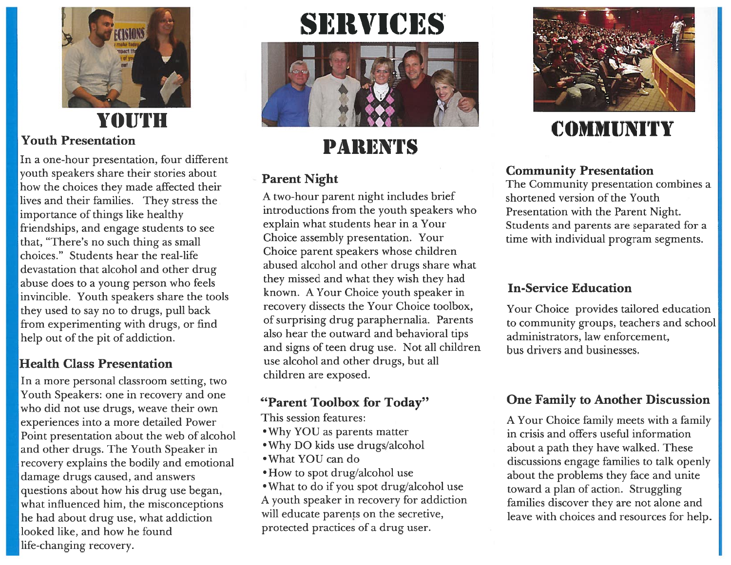# SERVICES

## YOUTH

### Youth Presentation

In a one-hour presentation, four different youth speakers share their stories about how the choices they made affected their lives and their families. They stress the importance of things like healthy friendships, and engage students to see that, "There's no such thing as small choices." Students hear the real-life devastation that alcohol and other drug abuse does to a young person who feels invincible. Youth speakers share the tools they used to say no to drugs, pull back from experimenting with drugs, or find help out of the pit of addiction.

### Health Class Presentation

In a more personal classroom setting, two Youth Speakers: one in recovery and one who did not use drugs, weave their own experiences into a more detailed Power Point presentation about the web of alcohol and other drugs. The Youth Speaker in recovery explains the bodily and emotional damage drugs caused, and answers questions about how his drug use began, what influenced him, the misconceptions he had about drug use, what addiction looked like, and how he found life-changing recovery.

## PARENTS

### Parent Night

A two-hour parent night includes brief introductions from the youth speakers who explain what students hear in a Your Choice assembly presentation. Your Choice parent speakers whose children abused alcohol and other drugs share what they missed and what they wish they had known. A Your Choice youth speaker in recovery dissects the Your Choice toolbox, of surprising drug paraphernalia. Parents also hear the outward and behavioral tips and signs of teen drug use. Not all children use alcohol and other drugs, but all children are exposed.

### "Parent Toolbox for Today"

This session features:

- Why YOU as parents matter
- Why DO kids use drugs/alcohol
- What YOU can do
- How to spot drug/alcohol use
- What to do if you spot drug/alcohol use

A youth speaker in recovery for addiction will educate parents on the secretive, protected practices of a drug user.

## COMMUNITY

### Community Presentation

The Community presentation combines a shortened version of the Youth Presentation with the Parent Night. Students and parents are separated for a time with individual program segments.

### In-Service Education

Your Choice provides tailored education to community groups, teachers and school administrators, law enforcement, bus drivers and businesses.

### One Family to Another Discussion

A Your Choice family meets with a family in crisis and offers useful information about a path they have walked. These discussions engage families to talk openly about the problems they face and unite toward a plan of action. Struggling families discover they are not alone and leave with choices and resources for help.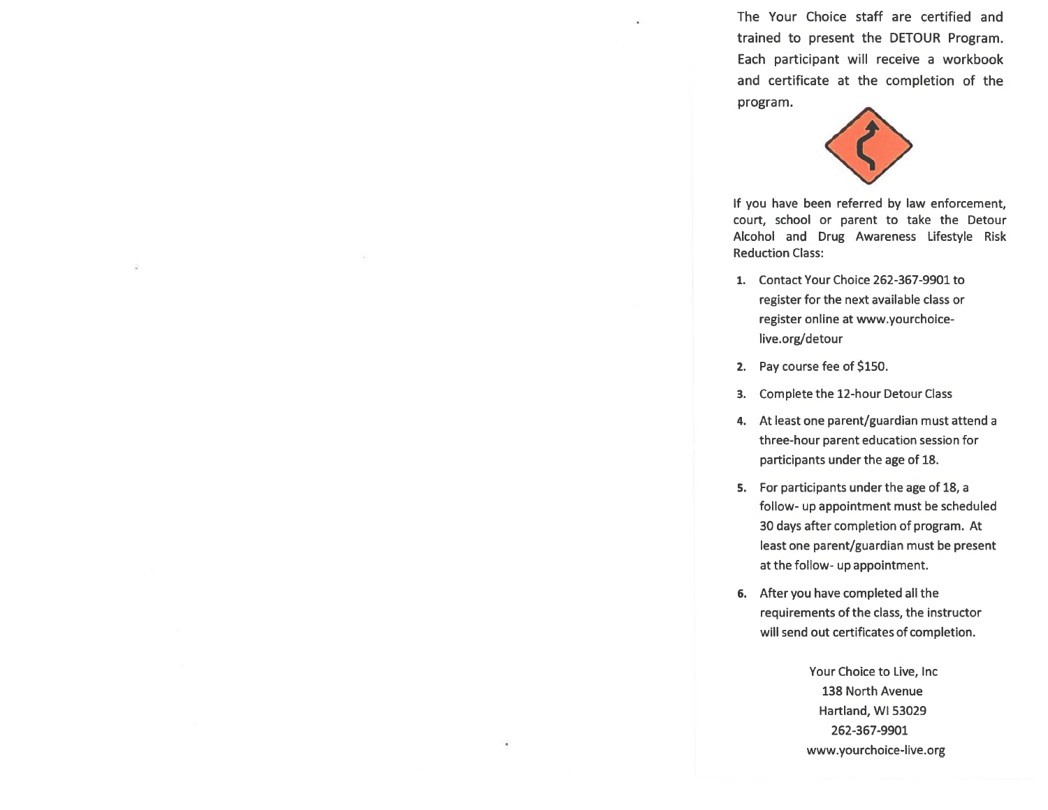The Your Choice staff are certified and trained to present the DETOUR Program. Each participant will receive a workbook and certificate at the completion of the program.

If you have been referred by law enforcement, court, school or parent to take the Detour Alcohol and Drug Awareness Lifestyle Risk Reduction Class:

1. Contact Your Choice 262-367-9901 to register for the next available class or register online at www.yourchoice-live.org/detour
2. Pay course fee of $150.
3. Complete the 12-hour Detour Class
4. At least one parent/guardian must attend a three-hour parent education session for participants under the age of 18.
5. For participants under the age of 18, a follow- up appointment must be scheduled 30 days after completion of program. At least one parent/guardian must be present at the follow- up appointment.
6. After you have completed all the requirements of the class, the instructor will send out certificates of completion.

Your Choice to Live, Inc
138 North Avenue
Hartland, WI 53029
262-367-9901
www.yourchoice-live.org